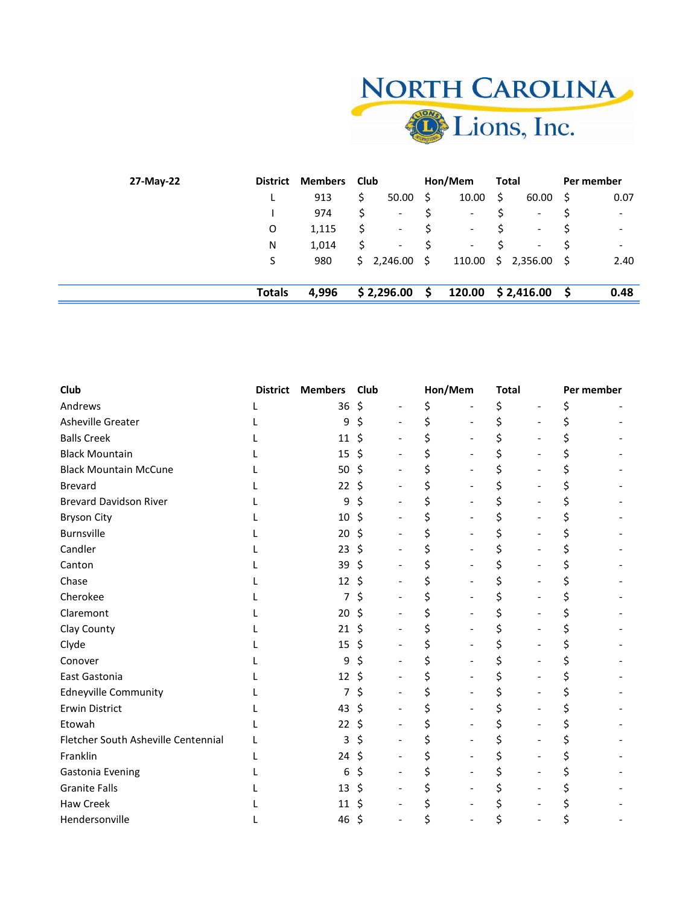# North Carolina Lions, Inc.

| 27-May-22 | District | Members | Club | Hon/Mem | Total | Per member |
|---|---|---|---|---|---|---|
| | L | 913 | $ 50.00 | $ 10.00 | $ 60.00 | $ 0.07 |
| | I | 974 | $ - | $ - | $ - | $ - |
| | O | 1,115 | $ - | $ - | $ - | $ - |
| | N | 1,014 | $ - | $ - | $ - | $ - |
| | S | 980 | $ 2,246.00 | $ 110.00 | $ 2,356.00 | $ 2.40 |
| | **Totals** | **4,996** | **$ 2,296.00** | **$ 120.00** | **$ 2,416.00** | **$ 0.48** |

| Club | District | Members | Club | Hon/Mem | Total | Per member |
|---|---|---|---|---|---|---|
| Andrews | L | 36 | $ - | $ - | $ - | $ - |
| Asheville Greater | L | 9 | $ - | $ - | $ - | $ - |
| Balls Creek | L | 11 | $ - | $ - | $ - | $ - |
| Black Mountain | L | 15 | $ - | $ - | $ - | $ - |
| Black Mountain McCune | L | 50 | $ - | $ - | $ - | $ - |
| Brevard | L | 22 | $ - | $ - | $ - | $ - |
| Brevard Davidson River | L | 9 | $ - | $ - | $ - | $ - |
| Bryson City | L | 10 | $ - | $ - | $ - | $ - |
| Burnsville | L | 20 | $ - | $ - | $ - | $ - |
| Candler | L | 23 | $ - | $ - | $ - | $ - |
| Canton | L | 39 | $ - | $ - | $ - | $ - |
| Chase | L | 12 | $ - | $ - | $ - | $ - |
| Cherokee | L | 7 | $ - | $ - | $ - | $ - |
| Claremont | L | 20 | $ - | $ - | $ - | $ - |
| Clay County | L | 21 | $ - | $ - | $ - | $ - |
| Clyde | L | 15 | $ - | $ - | $ - | $ - |
| Conover | L | 9 | $ - | $ - | $ - | $ - |
| East Gastonia | L | 12 | $ - | $ - | $ - | $ - |
| Edneyville Community | L | 7 | $ - | $ - | $ - | $ - |
| Erwin District | L | 43 | $ - | $ - | $ - | $ - |
| Etowah | L | 22 | $ - | $ - | $ - | $ - |
| Fletcher South Asheville Centennial | L | 3 | $ - | $ - | $ - | $ - |
| Franklin | L | 24 | $ - | $ - | $ - | $ - |
| Gastonia Evening | L | 6 | $ - | $ - | $ - | $ - |
| Granite Falls | L | 13 | $ - | $ - | $ - | $ - |
| Haw Creek | L | 11 | $ - | $ - | $ - | $ - |
| Hendersonville | L | 46 | $ - | $ - | $ - | $ - |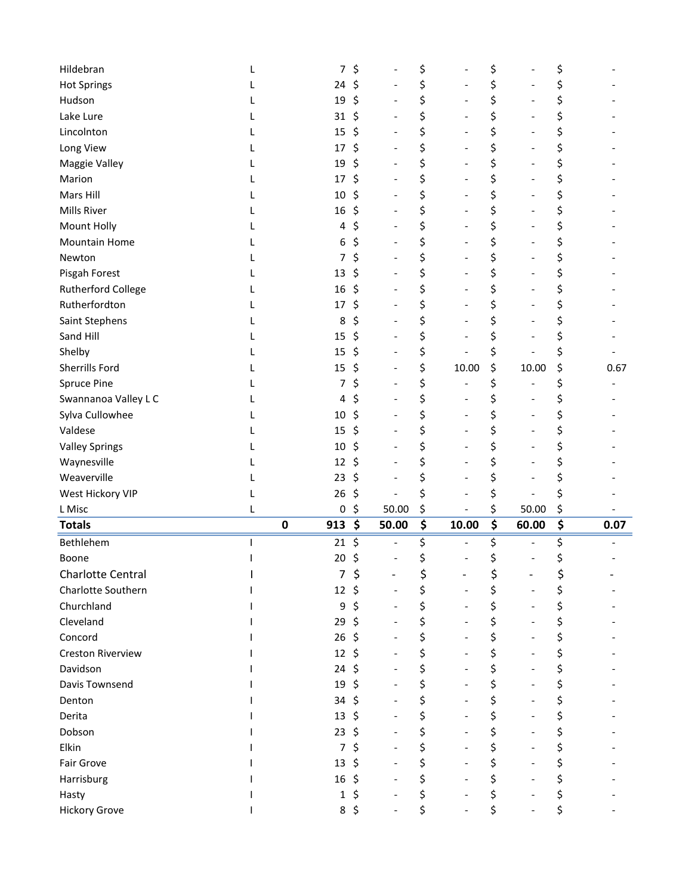| | | | | | | |
|---|---|---|---|---|---|---|
| Hildebran | L | | 7 | $ - | $ - | $ - | $ - |
| Hot Springs | L | | 24 | $ - | $ - | $ - | $ - |
| Hudson | L | | 19 | $ - | $ - | $ - | $ - |
| Lake Lure | L | | 31 | $ - | $ - | $ - | $ - |
| Lincolnton | L | | 15 | $ - | $ - | $ - | $ - |
| Long View | L | | 17 | $ - | $ - | $ - | $ - |
| Maggie Valley | L | | 19 | $ - | $ - | $ - | $ - |
| Marion | L | | 17 | $ - | $ - | $ - | $ - |
| Mars Hill | L | | 10 | $ - | $ - | $ - | $ - |
| Mills River | L | | 16 | $ - | $ - | $ - | $ - |
| Mount Holly | L | | 4 | $ - | $ - | $ - | $ - |
| Mountain Home | L | | 6 | $ - | $ - | $ - | $ - |
| Newton | L | | 7 | $ - | $ - | $ - | $ - |
| Pisgah Forest | L | | 13 | $ - | $ - | $ - | $ - |
| Rutherford College | L | | 16 | $ - | $ - | $ - | $ - |
| Rutherfordton | L | | 17 | $ - | $ - | $ - | $ - |
| Saint Stephens | L | | 8 | $ - | $ - | $ - | $ - |
| Sand Hill | L | | 15 | $ - | $ - | $ - | $ - |
| Shelby | L | | 15 | $ - | $ - | $ - | $ - |
| Sherrills Ford | L | | 15 | $ - | $ 10.00 | $ 10.00 | $ 0.67 |
| Spruce Pine | L | | 7 | $ - | $ - | $ - | $ - |
| Swannanoa Valley L C | L | | 4 | $ - | $ - | $ - | $ - |
| Sylva Cullowhee | L | | 10 | $ - | $ - | $ - | $ - |
| Valdese | L | | 15 | $ - | $ - | $ - | $ - |
| Valley Springs | L | | 10 | $ - | $ - | $ - | $ - |
| Waynesville | L | | 12 | $ - | $ - | $ - | $ - |
| Weaverville | L | | 23 | $ - | $ - | $ - | $ - |
| West Hickory VIP | L | | 26 | $ - | $ - | $ - | $ - |
| L Misc | L | | 0 | $ 50.00 | $ - | $ 50.00 | $ - |
| **Totals** | | **0** | **913** | **$ 50.00** | **$ 10.00** | **$ 60.00** | **$ 0.07** |
| Bethlehem | I | | 21 | $ - | $ - | $ - | $ - |
| Boone | I | | 20 | $ - | $ - | $ - | $ - |
| Charlotte Central | I | | 7 | $ - | $ - | $ - | $ - |
| Charlotte Southern | I | | 12 | $ - | $ - | $ - | $ - |
| Churchland | I | | 9 | $ - | $ - | $ - | $ - |
| Cleveland | I | | 29 | $ - | $ - | $ - | $ - |
| Concord | I | | 26 | $ - | $ - | $ - | $ - |
| Creston Riverview | I | | 12 | $ - | $ - | $ - | $ - |
| Davidson | I | | 24 | $ - | $ - | $ - | $ - |
| Davis Townsend | I | | 19 | $ - | $ - | $ - | $ - |
| Denton | I | | 34 | $ - | $ - | $ - | $ - |
| Derita | I | | 13 | $ - | $ - | $ - | $ - |
| Dobson | I | | 23 | $ - | $ - | $ - | $ - |
| Elkin | I | | 7 | $ - | $ - | $ - | $ - |
| Fair Grove | I | | 13 | $ - | $ - | $ - | $ - |
| Harrisburg | I | | 16 | $ - | $ - | $ - | $ - |
| Hasty | I | | 1 | $ - | $ - | $ - | $ - |
| Hickory Grove | I | | 8 | $ - | $ - | $ - | $ - |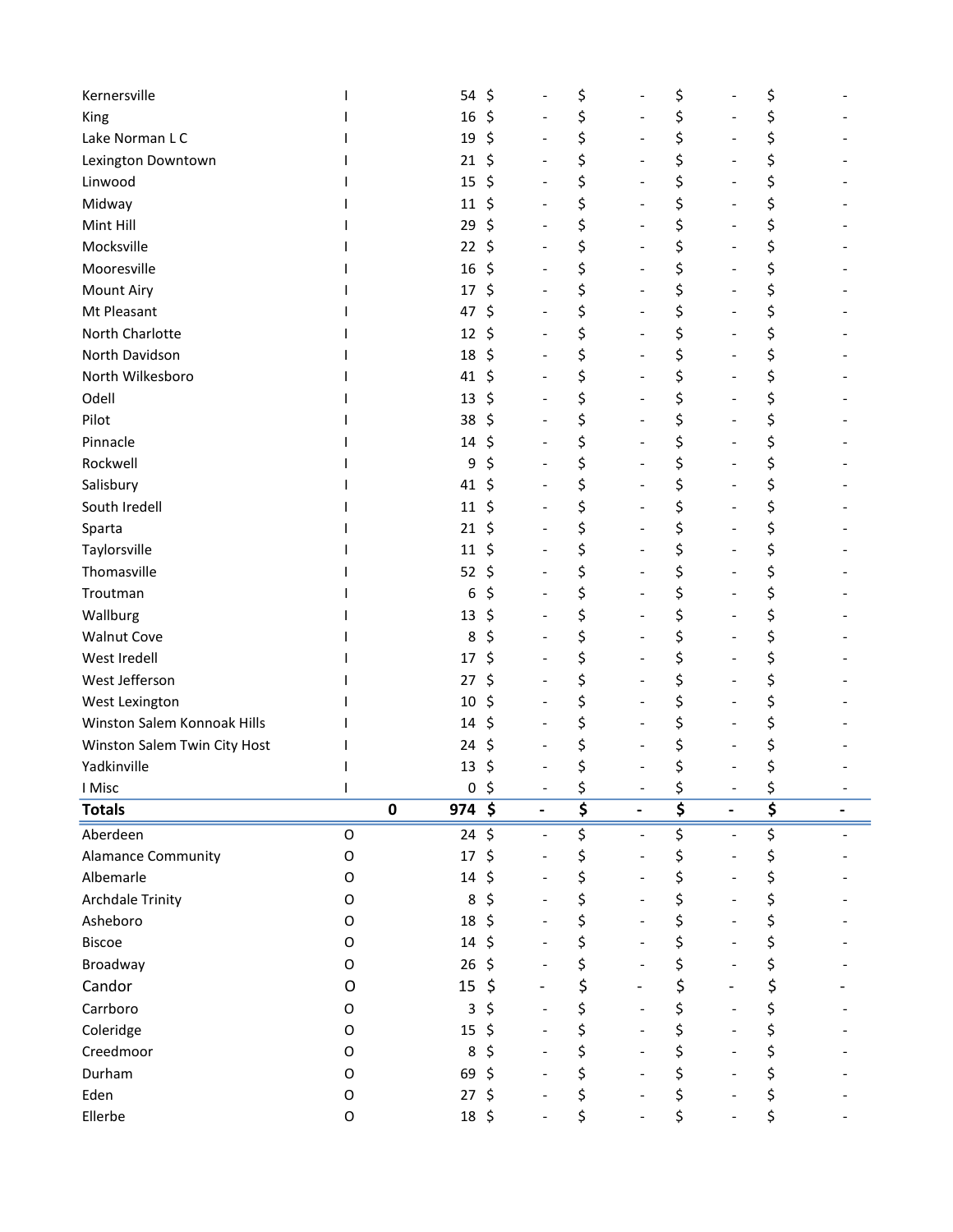| | | | | | | |
|---|---|---|---|---|---|---|
| Kernersville | I | | 54 | $ - | $ - | $ - | $ - |
| King | I | | 16 | $ - | $ - | $ - | $ - |
| Lake Norman L C | I | | 19 | $ - | $ - | $ - | $ - |
| Lexington Downtown | I | | 21 | $ - | $ - | $ - | $ - |
| Linwood | I | | 15 | $ - | $ - | $ - | $ - |
| Midway | I | | 11 | $ - | $ - | $ - | $ - |
| Mint Hill | I | | 29 | $ - | $ - | $ - | $ - |
| Mocksville | I | | 22 | $ - | $ - | $ - | $ - |
| Mooresville | I | | 16 | $ - | $ - | $ - | $ - |
| Mount Airy | I | | 17 | $ - | $ - | $ - | $ - |
| Mt Pleasant | I | | 47 | $ - | $ - | $ - | $ - |
| North Charlotte | I | | 12 | $ - | $ - | $ - | $ - |
| North Davidson | I | | 18 | $ - | $ - | $ - | $ - |
| North Wilkesboro | I | | 41 | $ - | $ - | $ - | $ - |
| Odell | I | | 13 | $ - | $ - | $ - | $ - |
| Pilot | I | | 38 | $ - | $ - | $ - | $ - |
| Pinnacle | I | | 14 | $ - | $ - | $ - | $ - |
| Rockwell | I | | 9 | $ - | $ - | $ - | $ - |
| Salisbury | I | | 41 | $ - | $ - | $ - | $ - |
| South Iredell | I | | 11 | $ - | $ - | $ - | $ - |
| Sparta | I | | 21 | $ - | $ - | $ - | $ - |
| Taylorsville | I | | 11 | $ - | $ - | $ - | $ - |
| Thomasville | I | | 52 | $ - | $ - | $ - | $ - |
| Troutman | I | | 6 | $ - | $ - | $ - | $ - |
| Wallburg | I | | 13 | $ - | $ - | $ - | $ - |
| Walnut Cove | I | | 8 | $ - | $ - | $ - | $ - |
| West Iredell | I | | 17 | $ - | $ - | $ - | $ - |
| West Jefferson | I | | 27 | $ - | $ - | $ - | $ - |
| West Lexington | I | | 10 | $ - | $ - | $ - | $ - |
| Winston Salem Konnoak Hills | I | | 14 | $ - | $ - | $ - | $ - |
| Winston Salem Twin City Host | I | | 24 | $ - | $ - | $ - | $ - |
| Yadkinville | I | | 13 | $ - | $ - | $ - | $ - |
| I Misc | I | | 0 | $ - | $ - | $ - | $ - |
| **Totals** | | **0** | **974** | **$ -** | **$ -** | **$ -** | **$ -** |
| Aberdeen | O | | 24 | $ - | $ - | $ - | $ - |
| Alamance Community | O | | 17 | $ - | $ - | $ - | $ - |
| Albemarle | O | | 14 | $ - | $ - | $ - | $ - |
| Archdale Trinity | O | | 8 | $ - | $ - | $ - | $ - |
| Asheboro | O | | 18 | $ - | $ - | $ - | $ - |
| Biscoe | O | | 14 | $ - | $ - | $ - | $ - |
| Broadway | O | | 26 | $ - | $ - | $ - | $ - |
| Candor | O | | 15 | $ - | $ - | $ - | $ - |
| Carrboro | O | | 3 | $ - | $ - | $ - | $ - |
| Coleridge | O | | 15 | $ - | $ - | $ - | $ - |
| Creedmoor | O | | 8 | $ - | $ - | $ - | $ - |
| Durham | O | | 69 | $ - | $ - | $ - | $ - |
| Eden | O | | 27 | $ - | $ - | $ - | $ - |
| Ellerbe | O | | 18 | $ - | $ - | $ - | $ - |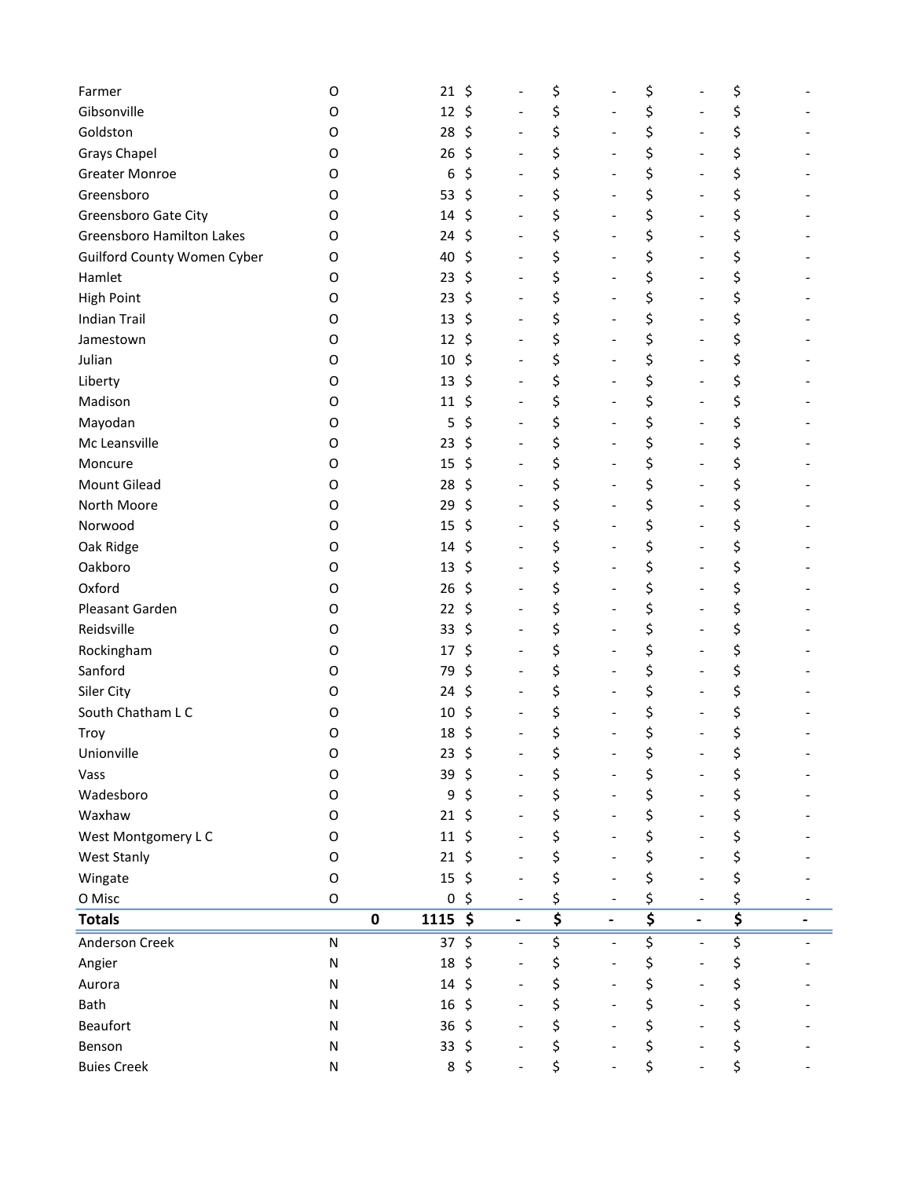| | | | | | | | | | | | |
|---|---|---|---|---|---|---|---|---|---|---|---|
| Farmer | O | | 21 | $ | - | $ | - | $ | - | $ | - |
| Gibsonville | O | | 12 | $ | - | $ | - | $ | - | $ | - |
| Goldston | O | | 28 | $ | - | $ | - | $ | - | $ | - |
| Grays Chapel | O | | 26 | $ | - | $ | - | $ | - | $ | - |
| Greater Monroe | O | | 6 | $ | - | $ | - | $ | - | $ | - |
| Greensboro | O | | 53 | $ | - | $ | - | $ | - | $ | - |
| Greensboro Gate City | O | | 14 | $ | - | $ | - | $ | - | $ | - |
| Greensboro Hamilton Lakes | O | | 24 | $ | - | $ | - | $ | - | $ | - |
| Guilford County Women Cyber | O | | 40 | $ | - | $ | - | $ | - | $ | - |
| Hamlet | O | | 23 | $ | - | $ | - | $ | - | $ | - |
| High Point | O | | 23 | $ | - | $ | - | $ | - | $ | - |
| Indian Trail | O | | 13 | $ | - | $ | - | $ | - | $ | - |
| Jamestown | O | | 12 | $ | - | $ | - | $ | - | $ | - |
| Julian | O | | 10 | $ | - | $ | - | $ | - | $ | - |
| Liberty | O | | 13 | $ | - | $ | - | $ | - | $ | - |
| Madison | O | | 11 | $ | - | $ | - | $ | - | $ | - |
| Mayodan | O | | 5 | $ | - | $ | - | $ | - | $ | - |
| Mc Leansville | O | | 23 | $ | - | $ | - | $ | - | $ | - |
| Moncure | O | | 15 | $ | - | $ | - | $ | - | $ | - |
| Mount Gilead | O | | 28 | $ | - | $ | - | $ | - | $ | - |
| North Moore | O | | 29 | $ | - | $ | - | $ | - | $ | - |
| Norwood | O | | 15 | $ | - | $ | - | $ | - | $ | - |
| Oak Ridge | O | | 14 | $ | - | $ | - | $ | - | $ | - |
| Oakboro | O | | 13 | $ | - | $ | - | $ | - | $ | - |
| Oxford | O | | 26 | $ | - | $ | - | $ | - | $ | - |
| Pleasant Garden | O | | 22 | $ | - | $ | - | $ | - | $ | - |
| Reidsville | O | | 33 | $ | - | $ | - | $ | - | $ | - |
| Rockingham | O | | 17 | $ | - | $ | - | $ | - | $ | - |
| Sanford | O | | 79 | $ | - | $ | - | $ | - | $ | - |
| Siler City | O | | 24 | $ | - | $ | - | $ | - | $ | - |
| South Chatham L C | O | | 10 | $ | - | $ | - | $ | - | $ | - |
| Troy | O | | 18 | $ | - | $ | - | $ | - | $ | - |
| Unionville | O | | 23 | $ | - | $ | - | $ | - | $ | - |
| Vass | O | | 39 | $ | - | $ | - | $ | - | $ | - |
| Wadesboro | O | | 9 | $ | - | $ | - | $ | - | $ | - |
| Waxhaw | O | | 21 | $ | - | $ | - | $ | - | $ | - |
| West Montgomery L C | O | | 11 | $ | - | $ | - | $ | - | $ | - |
| West Stanly | O | | 21 | $ | - | $ | - | $ | - | $ | - |
| Wingate | O | | 15 | $ | - | $ | - | $ | - | $ | - |
| O Misc | O | | 0 | $ | - | $ | - | $ | - | $ | - |
| **Totals** | | **0** | **1115** | **$** | **-** | **$** | **-** | **$** | **-** | **$** | **-** |
| Anderson Creek | N | | 37 | $ | - | $ | - | $ | - | $ | - |
| Angier | N | | 18 | $ | - | $ | - | $ | - | $ | - |
| Aurora | N | | 14 | $ | - | $ | - | $ | - | $ | - |
| Bath | N | | 16 | $ | - | $ | - | $ | - | $ | - |
| Beaufort | N | | 36 | $ | - | $ | - | $ | - | $ | - |
| Benson | N | | 33 | $ | - | $ | - | $ | - | $ | - |
| Buies Creek | N | | 8 | $ | - | $ | - | $ | - | $ | - |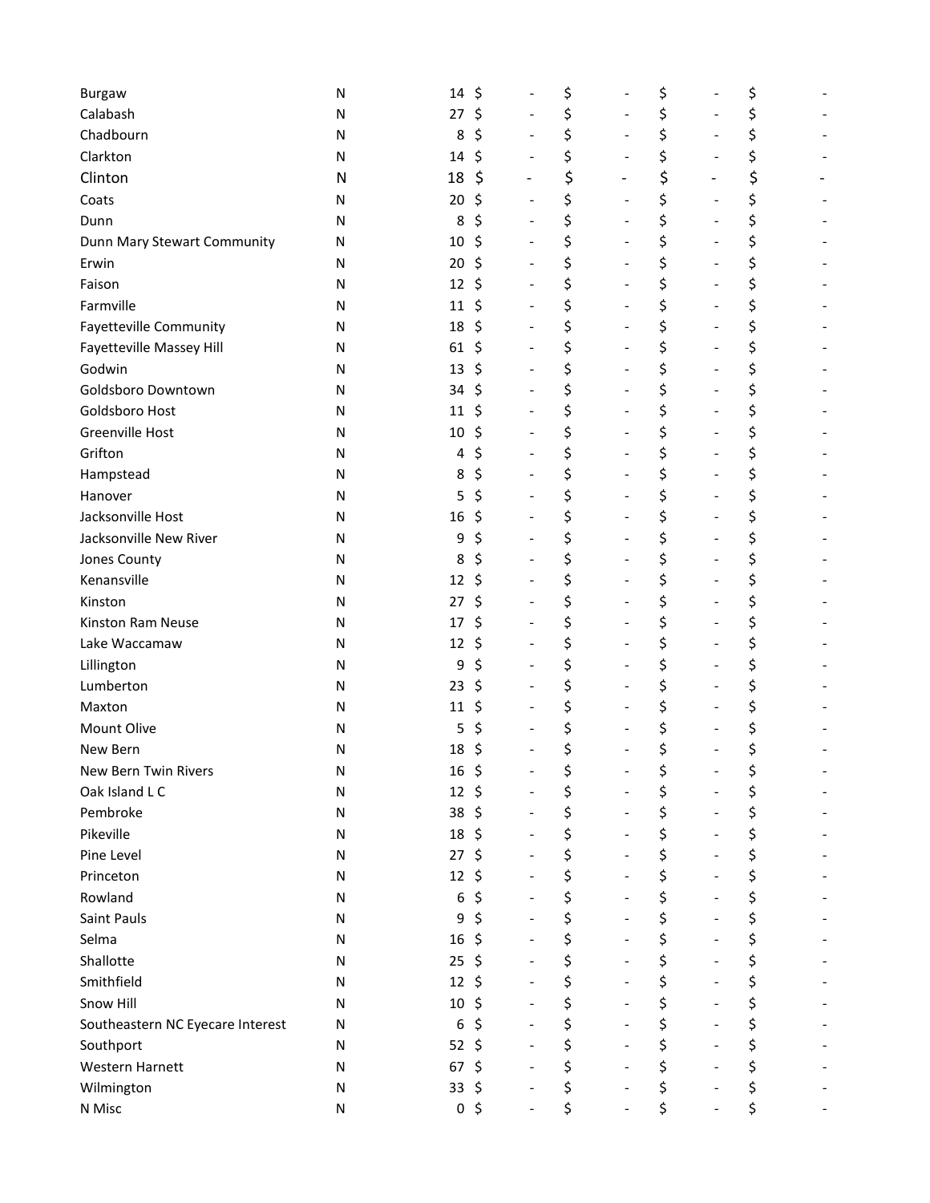| | | | | | | |
|---|---|---|---|---|---|---|
| Burgaw | N | 14 | $ - | $ - | $ - | $ - |
| Calabash | N | 27 | $ - | $ - | $ - | $ - |
| Chadbourn | N | 8 | $ - | $ - | $ - | $ - |
| Clarkton | N | 14 | $ - | $ - | $ - | $ - |
| Clinton | N | 18 | $ - | $ - | $ - | $ - |
| Coats | N | 20 | $ - | $ - | $ - | $ - |
| Dunn | N | 8 | $ - | $ - | $ - | $ - |
| Dunn Mary Stewart Community | N | 10 | $ - | $ - | $ - | $ - |
| Erwin | N | 20 | $ - | $ - | $ - | $ - |
| Faison | N | 12 | $ - | $ - | $ - | $ - |
| Farmville | N | 11 | $ - | $ - | $ - | $ - |
| Fayetteville Community | N | 18 | $ - | $ - | $ - | $ - |
| Fayetteville Massey Hill | N | 61 | $ - | $ - | $ - | $ - |
| Godwin | N | 13 | $ - | $ - | $ - | $ - |
| Goldsboro Downtown | N | 34 | $ - | $ - | $ - | $ - |
| Goldsboro Host | N | 11 | $ - | $ - | $ - | $ - |
| Greenville Host | N | 10 | $ - | $ - | $ - | $ - |
| Grifton | N | 4 | $ - | $ - | $ - | $ - |
| Hampstead | N | 8 | $ - | $ - | $ - | $ - |
| Hanover | N | 5 | $ - | $ - | $ - | $ - |
| Jacksonville Host | N | 16 | $ - | $ - | $ - | $ - |
| Jacksonville New River | N | 9 | $ - | $ - | $ - | $ - |
| Jones County | N | 8 | $ - | $ - | $ - | $ - |
| Kenansville | N | 12 | $ - | $ - | $ - | $ - |
| Kinston | N | 27 | $ - | $ - | $ - | $ - |
| Kinston Ram Neuse | N | 17 | $ - | $ - | $ - | $ - |
| Lake Waccamaw | N | 12 | $ - | $ - | $ - | $ - |
| Lillington | N | 9 | $ - | $ - | $ - | $ - |
| Lumberton | N | 23 | $ - | $ - | $ - | $ - |
| Maxton | N | 11 | $ - | $ - | $ - | $ - |
| Mount Olive | N | 5 | $ - | $ - | $ - | $ - |
| New Bern | N | 18 | $ - | $ - | $ - | $ - |
| New Bern Twin Rivers | N | 16 | $ - | $ - | $ - | $ - |
| Oak Island L C | N | 12 | $ - | $ - | $ - | $ - |
| Pembroke | N | 38 | $ - | $ - | $ - | $ - |
| Pikeville | N | 18 | $ - | $ - | $ - | $ - |
| Pine Level | N | 27 | $ - | $ - | $ - | $ - |
| Princeton | N | 12 | $ - | $ - | $ - | $ - |
| Rowland | N | 6 | $ - | $ - | $ - | $ - |
| Saint Pauls | N | 9 | $ - | $ - | $ - | $ - |
| Selma | N | 16 | $ - | $ - | $ - | $ - |
| Shallotte | N | 25 | $ - | $ - | $ - | $ - |
| Smithfield | N | 12 | $ - | $ - | $ - | $ - |
| Snow Hill | N | 10 | $ - | $ - | $ - | $ - |
| Southeastern NC Eyecare Interest | N | 6 | $ - | $ - | $ - | $ - |
| Southport | N | 52 | $ - | $ - | $ - | $ - |
| Western Harnett | N | 67 | $ - | $ - | $ - | $ - |
| Wilmington | N | 33 | $ - | $ - | $ - | $ - |
| N Misc | N | 0 | $ - | $ - | $ - | $ - |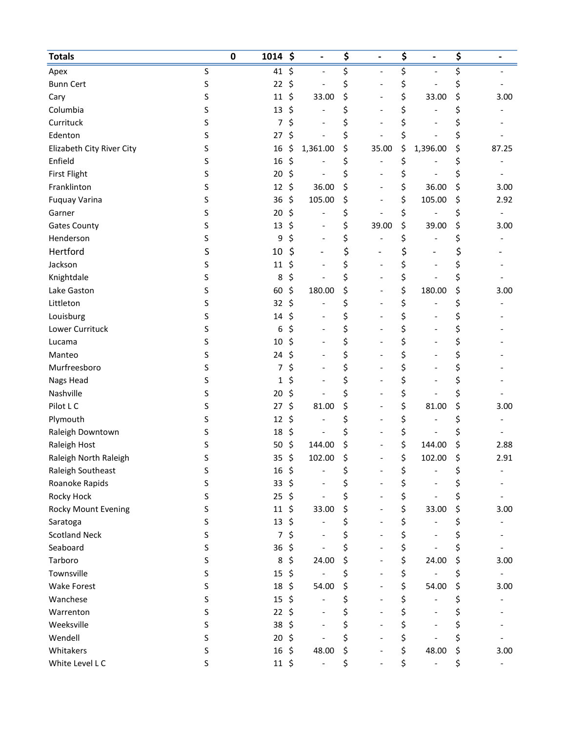| Totals | 0 | 1014 | $ - | $ - | $ - | $ - |
|---|---|---|---|---|---|---|
| Apex | S | 41 | $ - | $ - | $ - | $ - |
| Bunn Cert | S | 22 | $ - | $ - | $ - | $ - |
| Cary | S | 11 | $ 33.00 | $ - | $ 33.00 | $ 3.00 |
| Columbia | S | 13 | $ - | $ - | $ - | $ - |
| Currituck | S | 7 | $ - | $ - | $ - | $ - |
| Edenton | S | 27 | $ - | $ - | $ - | $ - |
| Elizabeth City River City | S | 16 | $ 1,361.00 | $ 35.00 | $ 1,396.00 | $ 87.25 |
| Enfield | S | 16 | $ - | $ - | $ - | $ - |
| First Flight | S | 20 | $ - | $ - | $ - | $ - |
| Franklinton | S | 12 | $ 36.00 | $ - | $ 36.00 | $ 3.00 |
| Fuquay Varina | S | 36 | $ 105.00 | $ - | $ 105.00 | $ 2.92 |
| Garner | S | 20 | $ - | $ - | $ - | $ - |
| Gates County | S | 13 | $ - | $ 39.00 | $ 39.00 | $ 3.00 |
| Henderson | S | 9 | $ - | $ - | $ - | $ - |
| Hertford | S | 10 | $ - | $ - | $ - | $ - |
| Jackson | S | 11 | $ - | $ - | $ - | $ - |
| Knightdale | S | 8 | $ - | $ - | $ - | $ - |
| Lake Gaston | S | 60 | $ 180.00 | $ - | $ 180.00 | $ 3.00 |
| Littleton | S | 32 | $ - | $ - | $ - | $ - |
| Louisburg | S | 14 | $ - | $ - | $ - | $ - |
| Lower Currituck | S | 6 | $ - | $ - | $ - | $ - |
| Lucama | S | 10 | $ - | $ - | $ - | $ - |
| Manteo | S | 24 | $ - | $ - | $ - | $ - |
| Murfreesboro | S | 7 | $ - | $ - | $ - | $ - |
| Nags Head | S | 1 | $ - | $ - | $ - | $ - |
| Nashville | S | 20 | $ - | $ - | $ - | $ - |
| Pilot L C | S | 27 | $ 81.00 | $ - | $ 81.00 | $ 3.00 |
| Plymouth | S | 12 | $ - | $ - | $ - | $ - |
| Raleigh Downtown | S | 18 | $ - | $ - | $ - | $ - |
| Raleigh Host | S | 50 | $ 144.00 | $ - | $ 144.00 | $ 2.88 |
| Raleigh North Raleigh | S | 35 | $ 102.00 | $ - | $ 102.00 | $ 2.91 |
| Raleigh Southeast | S | 16 | $ - | $ - | $ - | $ - |
| Roanoke Rapids | S | 33 | $ - | $ - | $ - | $ - |
| Rocky Hock | S | 25 | $ - | $ - | $ - | $ - |
| Rocky Mount Evening | S | 11 | $ 33.00 | $ - | $ 33.00 | $ 3.00 |
| Saratoga | S | 13 | $ - | $ - | $ - | $ - |
| Scotland Neck | S | 7 | $ - | $ - | $ - | $ - |
| Seaboard | S | 36 | $ - | $ - | $ - | $ - |
| Tarboro | S | 8 | $ 24.00 | $ - | $ 24.00 | $ 3.00 |
| Townsville | S | 15 | $ - | $ - | $ - | $ - |
| Wake Forest | S | 18 | $ 54.00 | $ - | $ 54.00 | $ 3.00 |
| Wanchese | S | 15 | $ - | $ - | $ - | $ - |
| Warrenton | S | 22 | $ - | $ - | $ - | $ - |
| Weeksville | S | 38 | $ - | $ - | $ - | $ - |
| Wendell | S | 20 | $ - | $ - | $ - | $ - |
| Whitakers | S | 16 | $ 48.00 | $ - | $ 48.00 | $ 3.00 |
| White Level L C | S | 11 | $ - | $ - | $ - | $ - |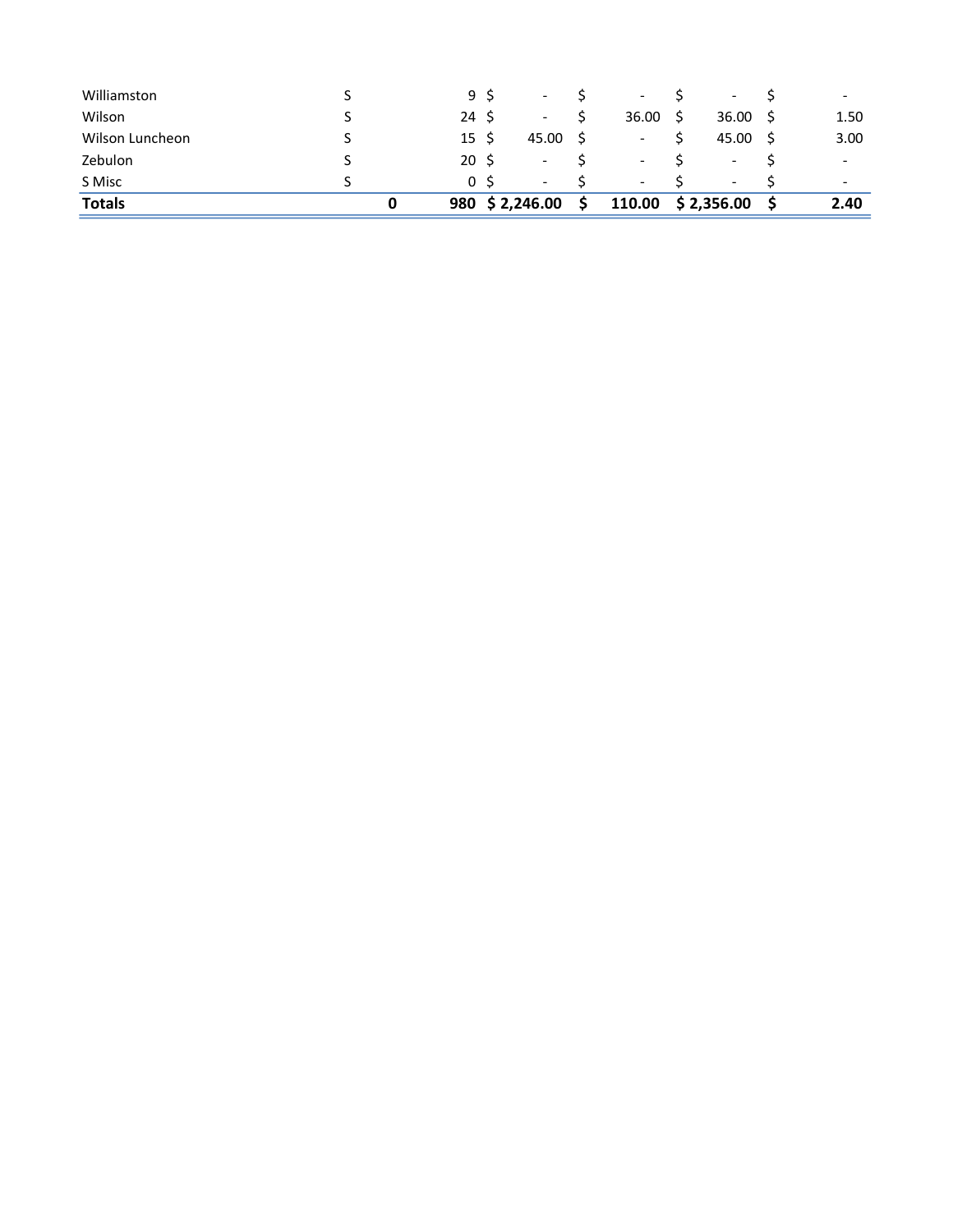| | | | | | | | |
|---|---|---|---|---|---|---|---|
| Williamston | S | | 9 | $ - | $ - | $ - | $ - |
| Wilson | S | | 24 | $ - | $ 36.00 | $ 36.00 | $ 1.50 |
| Wilson Luncheon | S | | 15 | $ 45.00 | $ - | $ 45.00 | $ 3.00 |
| Zebulon | S | | 20 | $ - | $ - | $ - | $ - |
| S Misc | S | | 0 | $ - | $ - | $ - | $ - |
| **Totals** | | **0** | **980** | **$ 2,246.00** | **$ 110.00** | **$ 2,356.00** | **$ 2.40** |